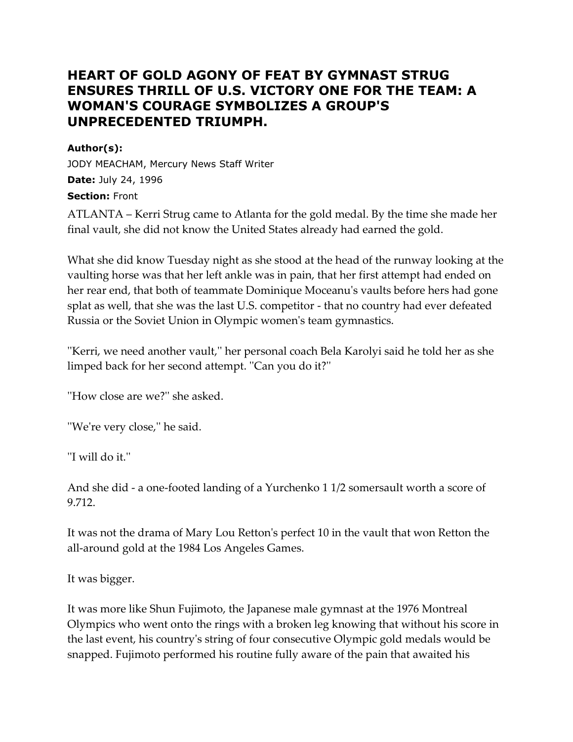# HEART OF GOLD AGONY OF FEAT BY GYMNAST STRUG ENSURES THRILL OF U.S. VICTORY ONE FOR THE TEAM: A WOMAN'S COURAGE SYMBOLIZES A GROUP'S UNPRECEDENTED TRIUMPH.

**Author(s):**

JODY MEACHAM, Mercury News Staff Writer

**Date:** July 24, 1996

**Section:** Front

ATLANTA – Kerri Strug came to Atlanta for the gold medal. By the time she made her final vault, she did not know the United States already had earned the gold.

What she did know Tuesday night as she stood at the head of the runway looking at the vaulting horse was that her left ankle was in pain, that her first attempt had ended on her rear end, that both of teammate Dominique Moceanu's vaults before hers had gone splat as well, that she was the last U.S. competitor - that no country had ever defeated Russia or the Soviet Union in Olympic women's team gymnastics.

''Kerri, we need another vault,'' her personal coach Bela Karolyi said he told her as she limped back for her second attempt. ''Can you do it?''

''How close are we?'' she asked.

''We're very close,'' he said.

''I will do it.''

And she did - a one-footed landing of a Yurchenko 1 1/2 somersault worth a score of 9.712.

It was not the drama of Mary Lou Retton's perfect 10 in the vault that won Retton the all-around gold at the 1984 Los Angeles Games.

It was bigger.

It was more like Shun Fujimoto, the Japanese male gymnast at the 1976 Montreal Olympics who went onto the rings with a broken leg knowing that without his score in the last event, his country's string of four consecutive Olympic gold medals would be snapped. Fujimoto performed his routine fully aware of the pain that awaited his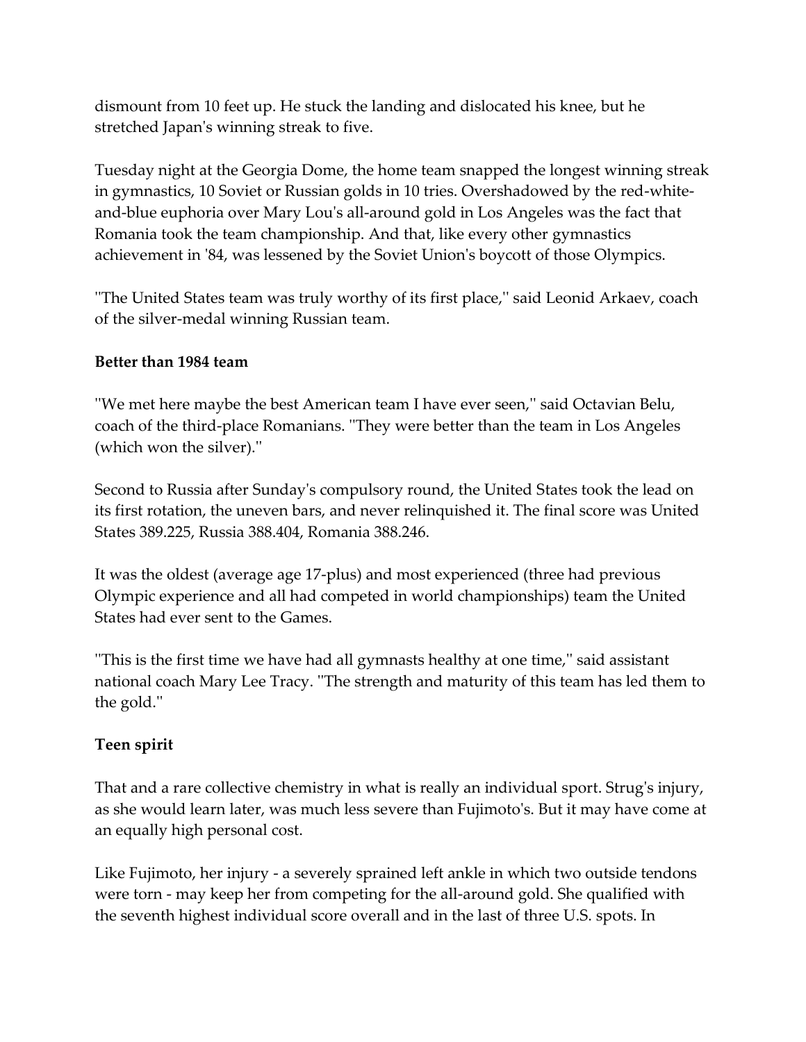dismount from 10 feet up. He stuck the landing and dislocated his knee, but he stretched Japan's winning streak to five.

Tuesday night at the Georgia Dome, the home team snapped the longest winning streak in gymnastics, 10 Soviet or Russian golds in 10 tries. Overshadowed by the red-white-and-blue euphoria over Mary Lou's all-around gold in Los Angeles was the fact that Romania took the team championship. And that, like every other gymnastics achievement in '84, was lessened by the Soviet Union's boycott of those Olympics.

''The United States team was truly worthy of its first place,'' said Leonid Arkaev, coach of the silver-medal winning Russian team.

**Better than 1984 team**

''We met here maybe the best American team I have ever seen,'' said Octavian Belu, coach of the third-place Romanians. ''They were better than the team in Los Angeles (which won the silver).''

Second to Russia after Sunday's compulsory round, the United States took the lead on its first rotation, the uneven bars, and never relinquished it. The final score was United States 389.225, Russia 388.404, Romania 388.246.

It was the oldest (average age 17-plus) and most experienced (three had previous Olympic experience and all had competed in world championships) team the United States had ever sent to the Games.

''This is the first time we have had all gymnasts healthy at one time,'' said assistant national coach Mary Lee Tracy. ''The strength and maturity of this team has led them to the gold.''

**Teen spirit**

That and a rare collective chemistry in what is really an individual sport. Strug's injury, as she would learn later, was much less severe than Fujimoto's. But it may have come at an equally high personal cost.

Like Fujimoto, her injury - a severely sprained left ankle in which two outside tendons were torn - may keep her from competing for the all-around gold. She qualified with the seventh highest individual score overall and in the last of three U.S. spots. In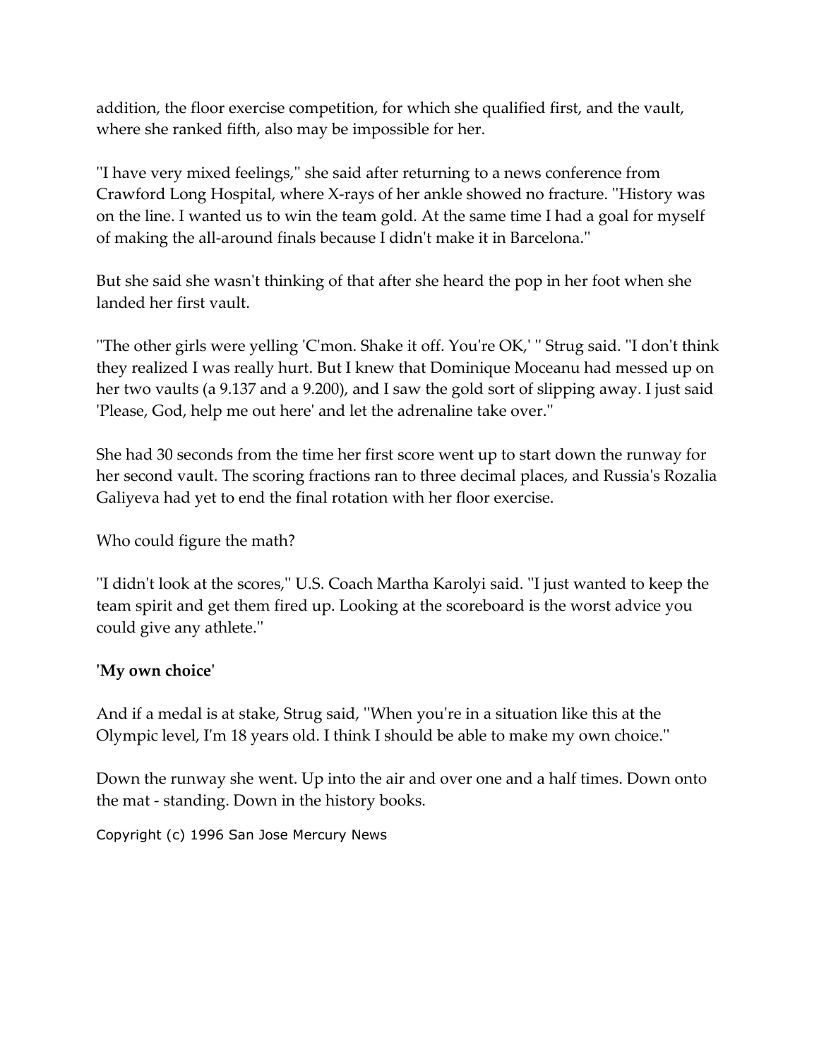addition, the floor exercise competition, for which she qualified first, and the vault, where she ranked fifth, also may be impossible for her.

''I have very mixed feelings,'' she said after returning to a news conference from Crawford Long Hospital, where X-rays of her ankle showed no fracture. ''History was on the line. I wanted us to win the team gold. At the same time I had a goal for myself of making the all-around finals because I didn't make it in Barcelona.''

But she said she wasn't thinking of that after she heard the pop in her foot when she landed her first vault.

''The other girls were yelling 'C'mon. Shake it off. You're OK,' '' Strug said. ''I don't think they realized I was really hurt. But I knew that Dominique Moceanu had messed up on her two vaults (a 9.137 and a 9.200), and I saw the gold sort of slipping away. I just said 'Please, God, help me out here' and let the adrenaline take over.''

She had 30 seconds from the time her first score went up to start down the runway for her second vault. The scoring fractions ran to three decimal places, and Russia's Rozalia Galiyeva had yet to end the final rotation with her floor exercise.

Who could figure the math?

''I didn't look at the scores,'' U.S. Coach Martha Karolyi said. ''I just wanted to keep the team spirit and get them fired up. Looking at the scoreboard is the worst advice you could give any athlete.''

**'My own choice'**

And if a medal is at stake, Strug said, ''When you're in a situation like this at the Olympic level, I'm 18 years old. I think I should be able to make my own choice.''

Down the runway she went. Up into the air and over one and a half times. Down onto the mat - standing. Down in the history books.

Copyright (c) 1996 San Jose Mercury News